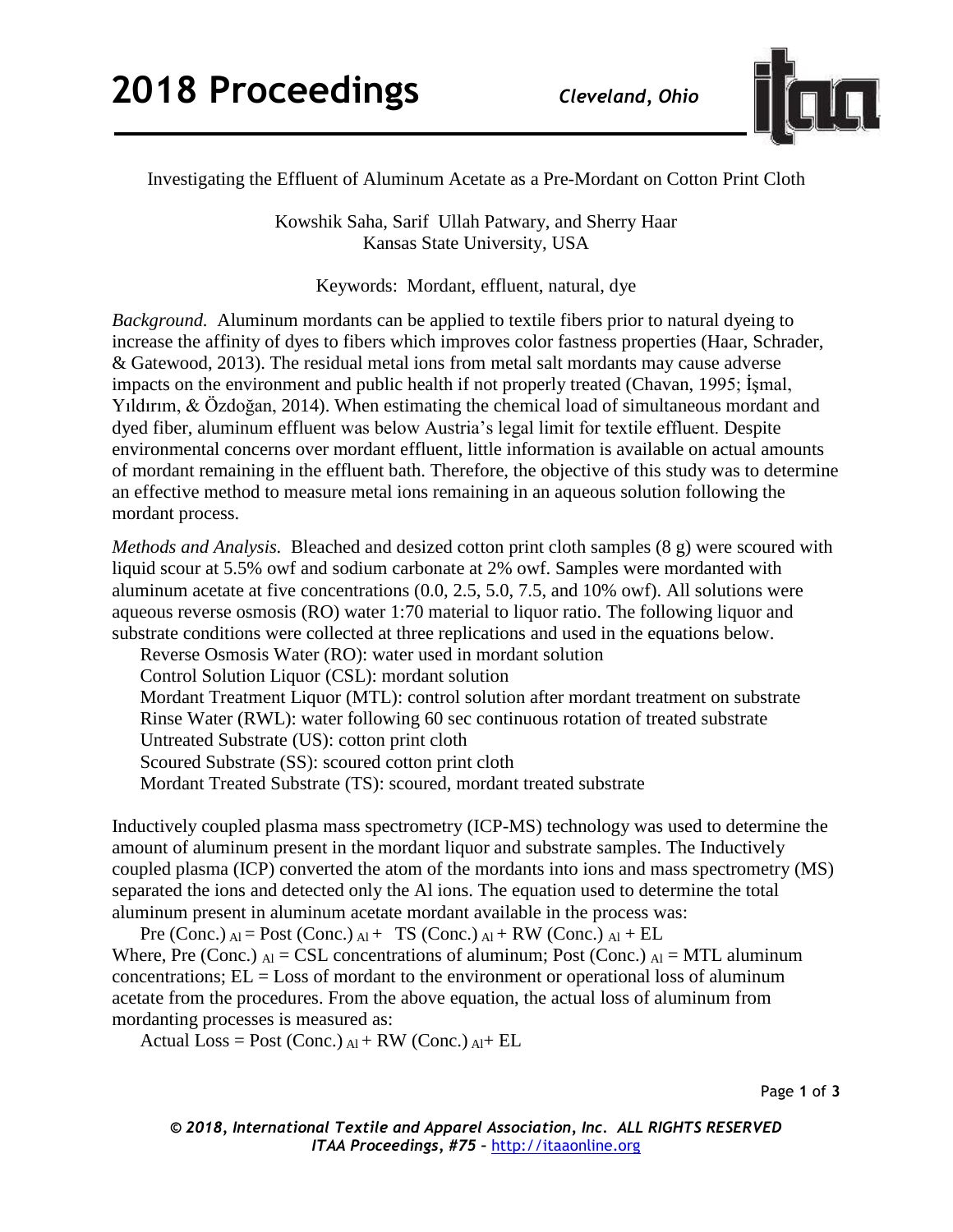Investigating the Effluent of Aluminum Acetate as a Pre-Mordant on Cotton Print Cloth

Kowshik Saha, Sarif Ullah Patwary, and Sherry Haar
Kansas State University, USA

Keywords: Mordant, effluent, natural, dye

*Background.* Aluminum mordants can be applied to textile fibers prior to natural dyeing to increase the affinity of dyes to fibers which improves color fastness properties (Haar, Schrader, & Gatewood, 2013). The residual metal ions from metal salt mordants may cause adverse impacts on the environment and public health if not properly treated (Chavan, 1995; İşmal, Yıldırım, & Özdoğan, 2014). When estimating the chemical load of simultaneous mordant and dyed fiber, aluminum effluent was below Austria's legal limit for textile effluent. Despite environmental concerns over mordant effluent, little information is available on actual amounts of mordant remaining in the effluent bath. Therefore, the objective of this study was to determine an effective method to measure metal ions remaining in an aqueous solution following the mordant process.

*Methods and Analysis.* Bleached and desized cotton print cloth samples (8 g) were scoured with liquid scour at 5.5% owf and sodium carbonate at 2% owf. Samples were mordanted with aluminum acetate at five concentrations (0.0, 2.5, 5.0, 7.5, and 10% owf). All solutions were aqueous reverse osmosis (RO) water 1:70 material to liquor ratio. The following liquor and substrate conditions were collected at three replications and used in the equations below.

- Reverse Osmosis Water (RO): water used in mordant solution
- Control Solution Liquor (CSL): mordant solution
- Mordant Treatment Liquor (MTL): control solution after mordant treatment on substrate
- Rinse Water (RWL): water following 60 sec continuous rotation of treated substrate
- Untreated Substrate (US): cotton print cloth
- Scoured Substrate (SS): scoured cotton print cloth
- Mordant Treated Substrate (TS): scoured, mordant treated substrate

Inductively coupled plasma mass spectrometry (ICP-MS) technology was used to determine the amount of aluminum present in the mordant liquor and substrate samples. The Inductively coupled plasma (ICP) converted the atom of the mordants into ions and mass spectrometry (MS) separated the ions and detected only the Al ions. The equation used to determine the total aluminum present in aluminum acetate mordant available in the process was:

$$\text{Pre (Conc.)}_{Al} = \text{Post (Conc.)}_{Al} + \text{TS (Conc.)}_{Al} + \text{RW (Conc.)}_{Al} + EL$$

Where, $\text{Pre (Conc.)}_{Al}$ = CSL concentrations of aluminum; $\text{Post (Conc.)}_{Al}$ = MTL aluminum concentrations; EL = Loss of mordant to the environment or operational loss of aluminum acetate from the procedures. From the above equation, the actual loss of aluminum from mordanting processes is measured as:

$$\text{Actual Loss} = \text{Post (Conc.)}_{Al} + \text{RW (Conc.)}_{Al} + EL$$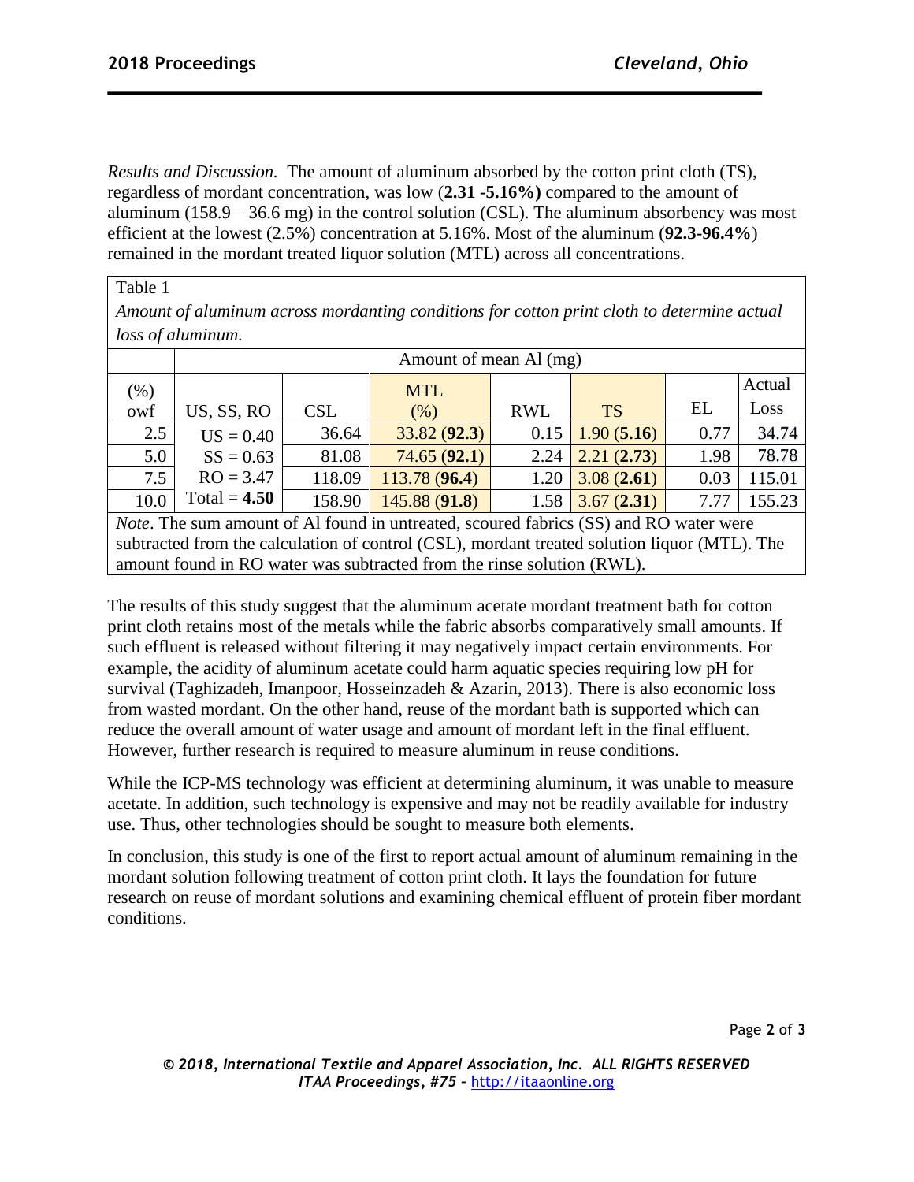*Results and Discussion.* The amount of aluminum absorbed by the cotton print cloth (TS), regardless of mordant concentration, was low (**2.31 -5.16%)** compared to the amount of aluminum (158.9 – 36.6 mg) in the control solution (CSL). The aluminum absorbency was most efficient at the lowest (2.5%) concentration at 5.16%. Most of the aluminum (**92.3-96.4%**) remained in the mordant treated liquor solution (MTL) across all concentrations.

Table 1

*Amount of aluminum across mordanting conditions for cotton print cloth to determine actual loss of aluminum.*

| | Amount of mean Al (mg) | | | | | | |
|---|---|---|---|---|---|---|---|
| (%) owf | US, SS, RO | CSL | MTL (%) | RWL | TS | EL | Actual Loss |
| 2.5 | US = 0.40 | 36.64 | 33.82 (**92.3**) | 0.15 | 1.90 (**5.16**) | 0.77 | 34.74 |
| 5.0 | SS = 0.63 | 81.08 | 74.65 (**92.1**) | 2.24 | 2.21 (**2.73**) | 1.98 | 78.78 |
| 7.5 | RO = 3.47 | 118.09 | 113.78 (**96.4**) | 1.20 | 3.08 (**2.61**) | 0.03 | 115.01 |
| 10.0 | Total = **4.50** | 158.90 | 145.88 (**91.8**) | 1.58 | 3.67 (**2.31**) | 7.77 | 155.23 |

*Note*. The sum amount of Al found in untreated, scoured fabrics (SS) and RO water were subtracted from the calculation of control (CSL), mordant treated solution liquor (MTL). The amount found in RO water was subtracted from the rinse solution (RWL).

The results of this study suggest that the aluminum acetate mordant treatment bath for cotton print cloth retains most of the metals while the fabric absorbs comparatively small amounts. If such effluent is released without filtering it may negatively impact certain environments. For example, the acidity of aluminum acetate could harm aquatic species requiring low pH for survival (Taghizadeh, Imanpoor, Hosseinzadeh & Azarin, 2013). There is also economic loss from wasted mordant. On the other hand, reuse of the mordant bath is supported which can reduce the overall amount of water usage and amount of mordant left in the final effluent. However, further research is required to measure aluminum in reuse conditions.

While the ICP-MS technology was efficient at determining aluminum, it was unable to measure acetate. In addition, such technology is expensive and may not be readily available for industry use. Thus, other technologies should be sought to measure both elements.

In conclusion, this study is one of the first to report actual amount of aluminum remaining in the mordant solution following treatment of cotton print cloth. It lays the foundation for future research on reuse of mordant solutions and examining chemical effluent of protein fiber mordant conditions.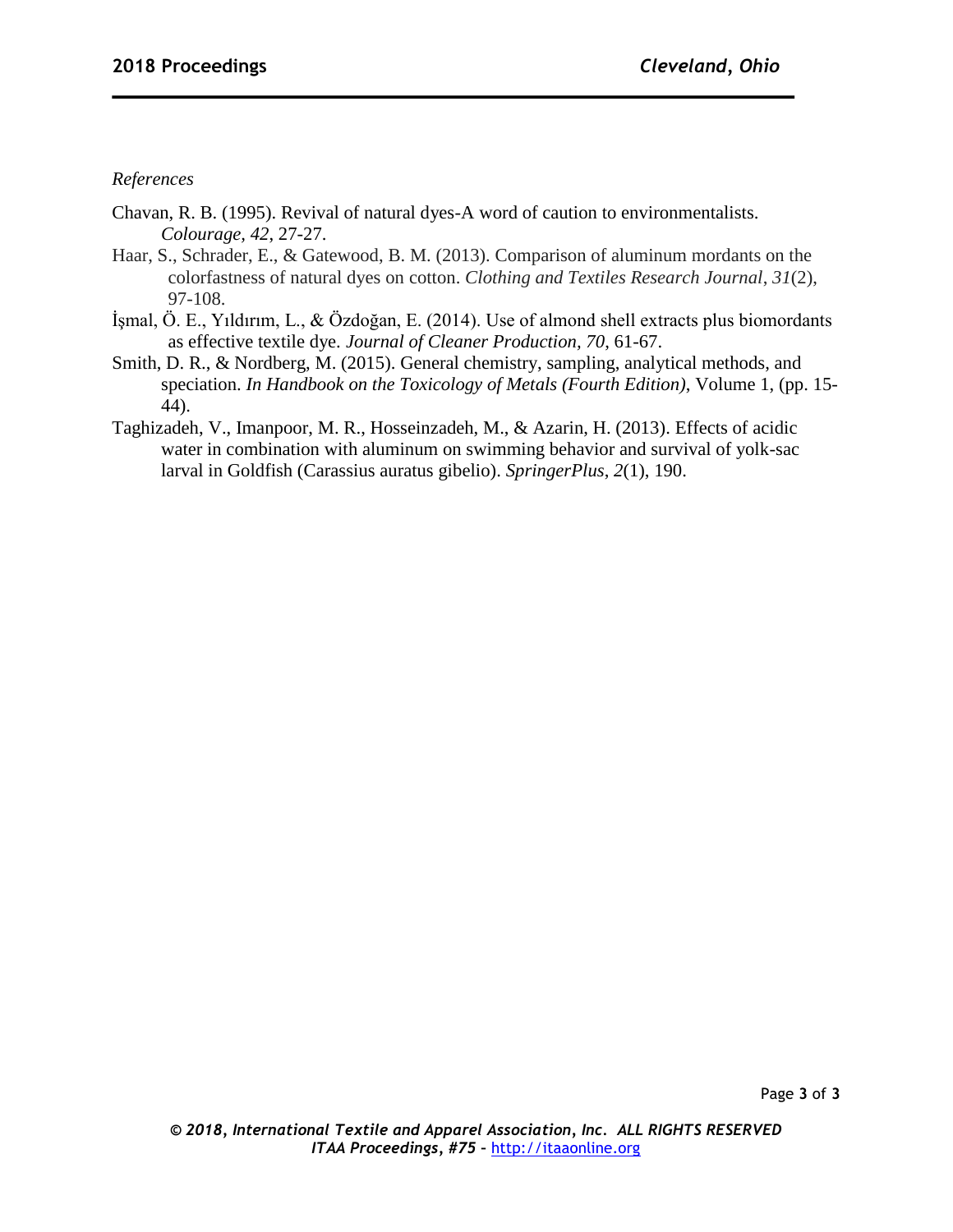*References*

Chavan, R. B. (1995). Revival of natural dyes-A word of caution to environmentalists. *Colourage*, *42*, 27-27.

Haar, S., Schrader, E., & Gatewood, B. M. (2013). Comparison of aluminum mordants on the colorfastness of natural dyes on cotton. *Clothing and Textiles Research Journal*, *31*(2), 97-108.

İşmal, Ö. E., Yıldırım, L., & Özdoğan, E. (2014). Use of almond shell extracts plus biomordants as effective textile dye. *Journal of Cleaner Production*, *70*, 61-67.

Smith, D. R., & Nordberg, M. (2015). General chemistry, sampling, analytical methods, and speciation. *In Handbook on the Toxicology of Metals (Fourth Edition)*, Volume 1, (pp. 15-44).

Taghizadeh, V., Imanpoor, M. R., Hosseinzadeh, M., & Azarin, H. (2013). Effects of acidic water in combination with aluminum on swimming behavior and survival of yolk-sac larval in Goldfish (Carassius auratus gibelio). *SpringerPlus*, *2*(1), 190.